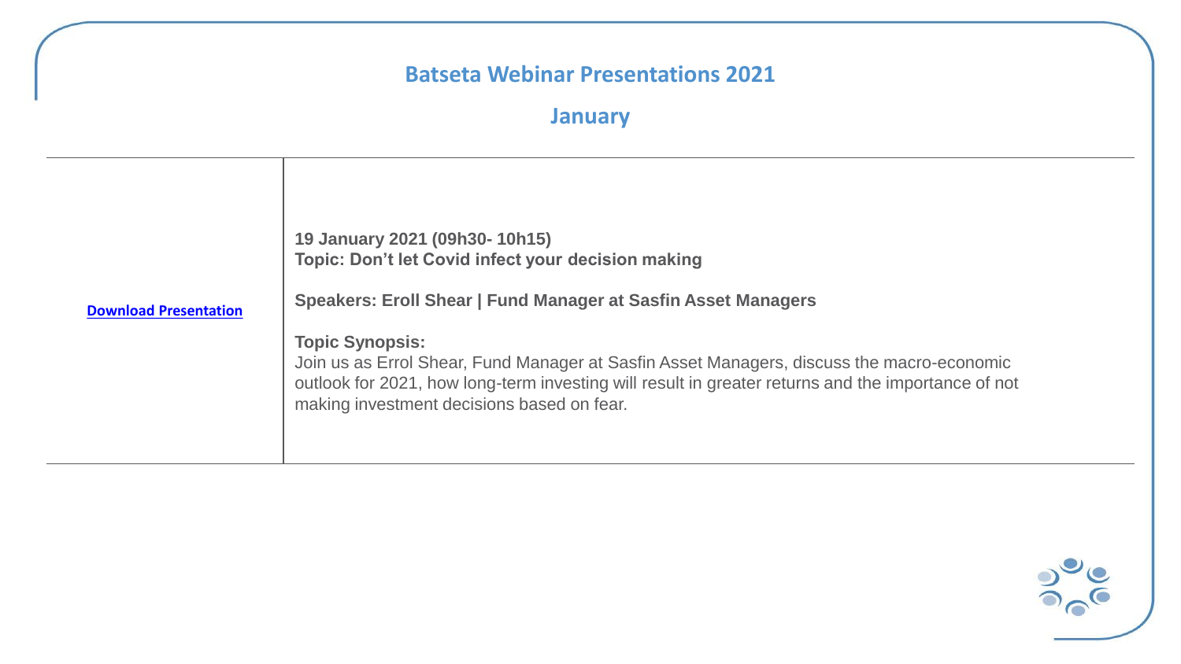# Batseta Webinar Presentations 2021

## January

| | |
|---|---|
| **Download Presentation** | **19 January 2021 (09h30- 10h15)**<br>**Topic: Don't let Covid infect your decision making**<br><br>**Speakers: Eroll Shear \| Fund Manager at Sasfin Asset Managers**<br><br>**Topic Synopsis:**<br>Join us as Errol Shear, Fund Manager at Sasfin Asset Managers, discuss the macro-economic outlook for 2021, how long-term investing will result in greater returns and the importance of not making investment decisions based on fear. |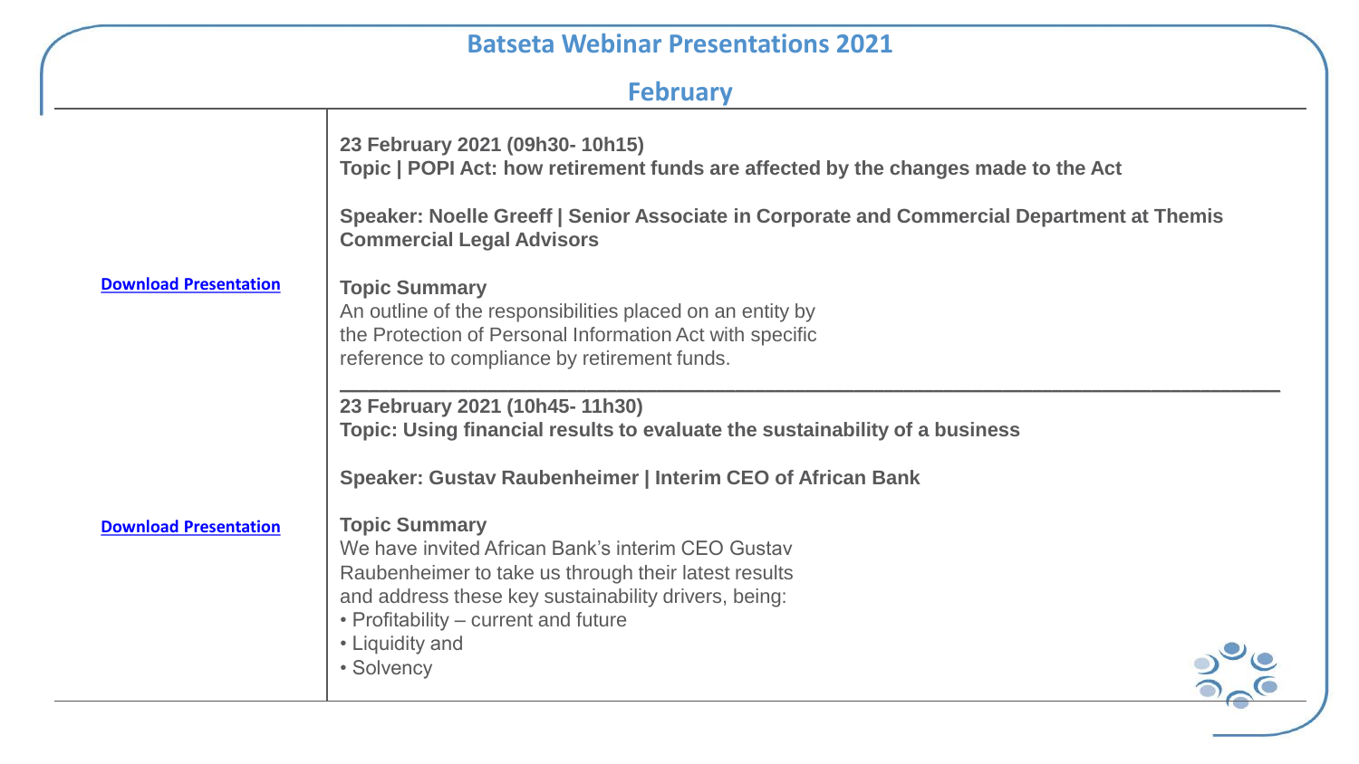# Batseta Webinar Presentations 2021

## February

| | |
|---|---|
| Download Presentation | **23 February 2021 (09h30- 10h15)**<br>**Topic \| POPI Act: how retirement funds are affected by the changes made to the Act**<br><br>**Speaker: Noelle Greeff \| Senior Associate in Corporate and Commercial Department at Themis Commercial Legal Advisors**<br><br>**Topic Summary**<br>An outline of the responsibilities placed on an entity by the Protection of Personal Information Act with specific reference to compliance by retirement funds. |
| Download Presentation | **23 February 2021 (10h45- 11h30)**<br>**Topic: Using financial results to evaluate the sustainability of a business**<br><br>**Speaker: Gustav Raubenheimer \| Interim CEO of African Bank**<br><br>**Topic Summary**<br>We have invited African Bank's interim CEO Gustav Raubenheimer to take us through their latest results and address these key sustainability drivers, being:<br>• Profitability – current and future<br>• Liquidity and<br>• Solvency |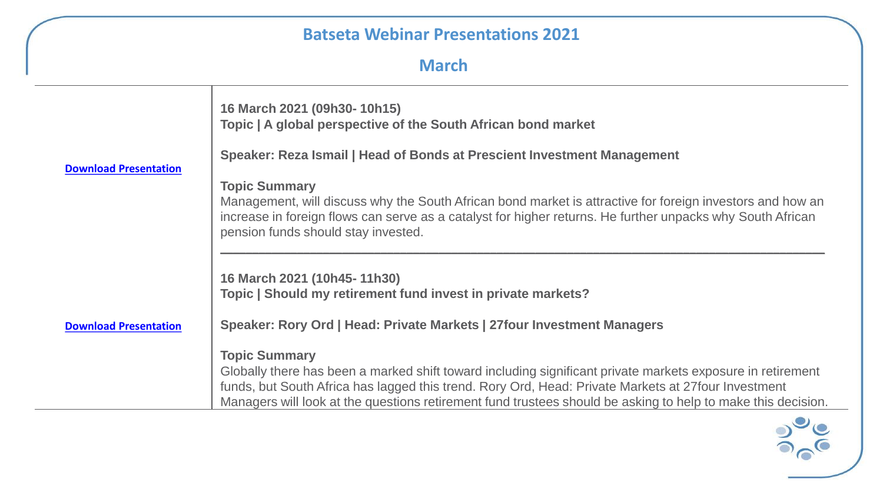# Batseta Webinar Presentations 2021

## March

| | |
|---|---|
| **Download Presentation** | **16 March 2021 (09h30- 10h15)**<br>**Topic \| A global perspective of the South African bond market**<br><br>**Speaker: Reza Ismail \| Head of Bonds at Prescient Investment Management**<br><br>**Topic Summary**<br>Management, will discuss why the South African bond market is attractive for foreign investors and how an increase in foreign flows can serve as a catalyst for higher returns. He further unpacks why South African pension funds should stay invested. |
| **Download Presentation** | **16 March 2021 (10h45- 11h30)**<br>**Topic \| Should my retirement fund invest in private markets?**<br><br>**Speaker: Rory Ord \| Head: Private Markets \| 27four Investment Managers**<br><br>**Topic Summary**<br>Globally there has been a marked shift toward including significant private markets exposure in retirement funds, but South Africa has lagged this trend. Rory Ord, Head: Private Markets at 27four Investment Managers will look at the questions retirement fund trustees should be asking to help to make this decision. |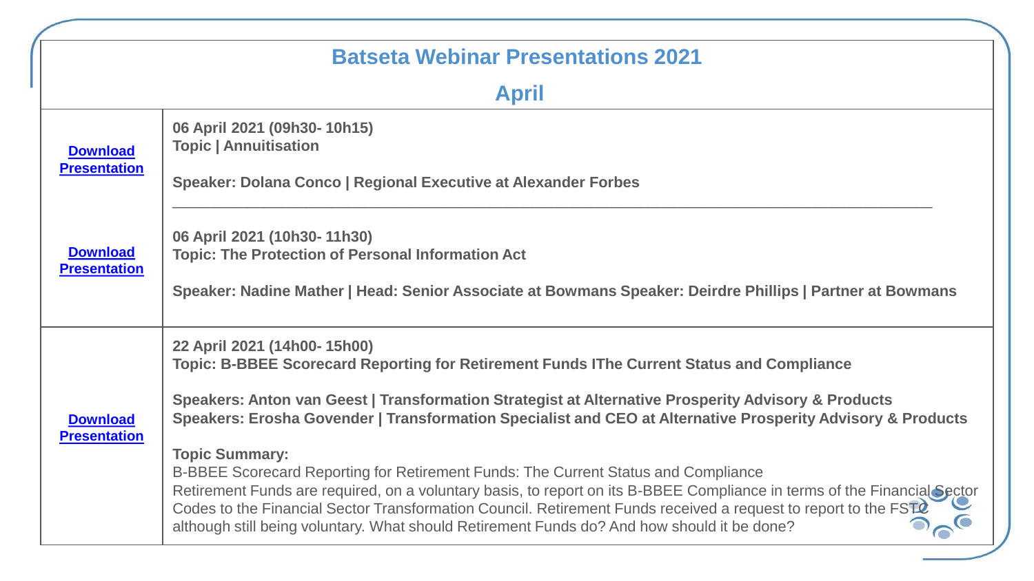# Batseta Webinar Presentations 2021

## April

| | |
|---|---|
| **Download Presentation** | **06 April 2021 (09h30- 10h15)**<br>**Topic \| Annuitisation**<br><br>**Speaker: Dolana Conco \| Regional Executive at Alexander Forbes**<br>______________________________________________________________________ |
| **Download Presentation** | **06 April 2021 (10h30- 11h30)**<br>**Topic: The Protection of Personal Information Act**<br><br>**Speaker: Nadine Mather \| Head: Senior Associate at Bowmans Speaker: Deirdre Phillips \| Partner at Bowmans** |
| **Download Presentation** | **22 April 2021 (14h00- 15h00)**<br>**Topic: B-BBEE Scorecard Reporting for Retirement Funds IThe Current Status and Compliance**<br><br>**Speakers: Anton van Geest \| Transformation Strategist at Alternative Prosperity Advisory & Products**<br>**Speakers: Erosha Govender \| Transformation Specialist and CEO at Alternative Prosperity Advisory & Products**<br><br>**Topic Summary:**<br>B-BBEE Scorecard Reporting for Retirement Funds: The Current Status and Compliance<br>Retirement Funds are required, on a voluntary basis, to report on its B-BBEE Compliance in terms of the Financial Sector Codes to the Financial Sector Transformation Council. Retirement Funds received a request to report to the FSTC although still being voluntary. What should Retirement Funds do? And how should it be done? |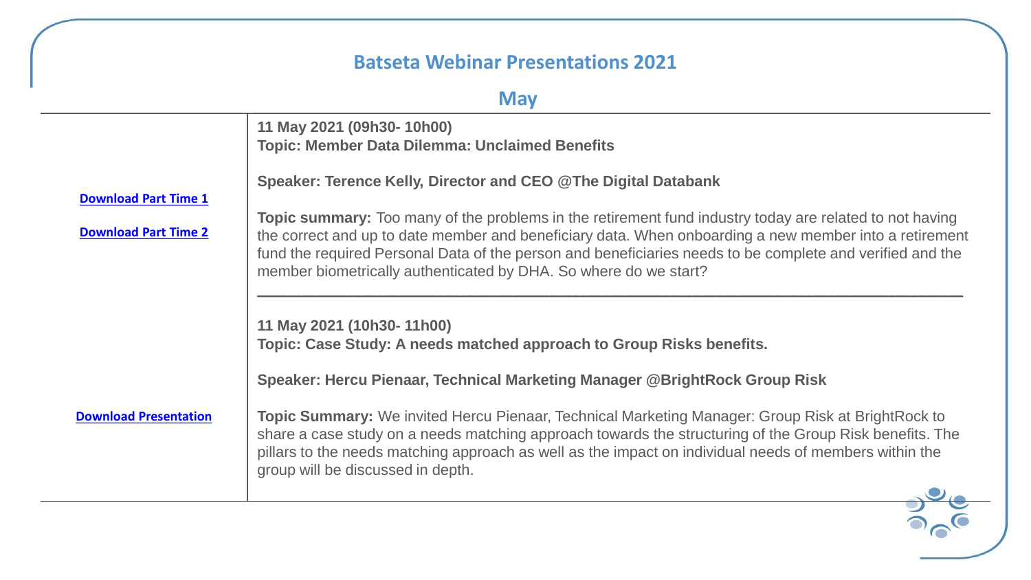## Batseta Webinar Presentations 2021

### May

| | |
|---|---|
| Download Part Time 1<br><br>Download Part Time 2 | **11 May 2021 (09h30- 10h00)**<br>**Topic: Member Data Dilemma: Unclaimed Benefits**<br><br>**Speaker: Terence Kelly, Director and CEO @The Digital Databank**<br><br>**Topic summary:** Too many of the problems in the retirement fund industry today are related to not having the correct and up to date member and beneficiary data. When onboarding a new member into a retirement fund the required Personal Data of the person and beneficiaries needs to be complete and verified and the member biometrically authenticated by DHA. So where do we start? |
| Download Presentation | **11 May 2021 (10h30- 11h00)**<br>**Topic: Case Study: A needs matched approach to Group Risks benefits.**<br><br>**Speaker: Hercu Pienaar, Technical Marketing Manager @BrightRock Group Risk**<br><br>**Topic Summary:** We invited Hercu Pienaar, Technical Marketing Manager: Group Risk at BrightRock to share a case study on a needs matching approach towards the structuring of the Group Risk benefits. The pillars to the needs matching approach as well as the impact on individual needs of members within the group will be discussed in depth. |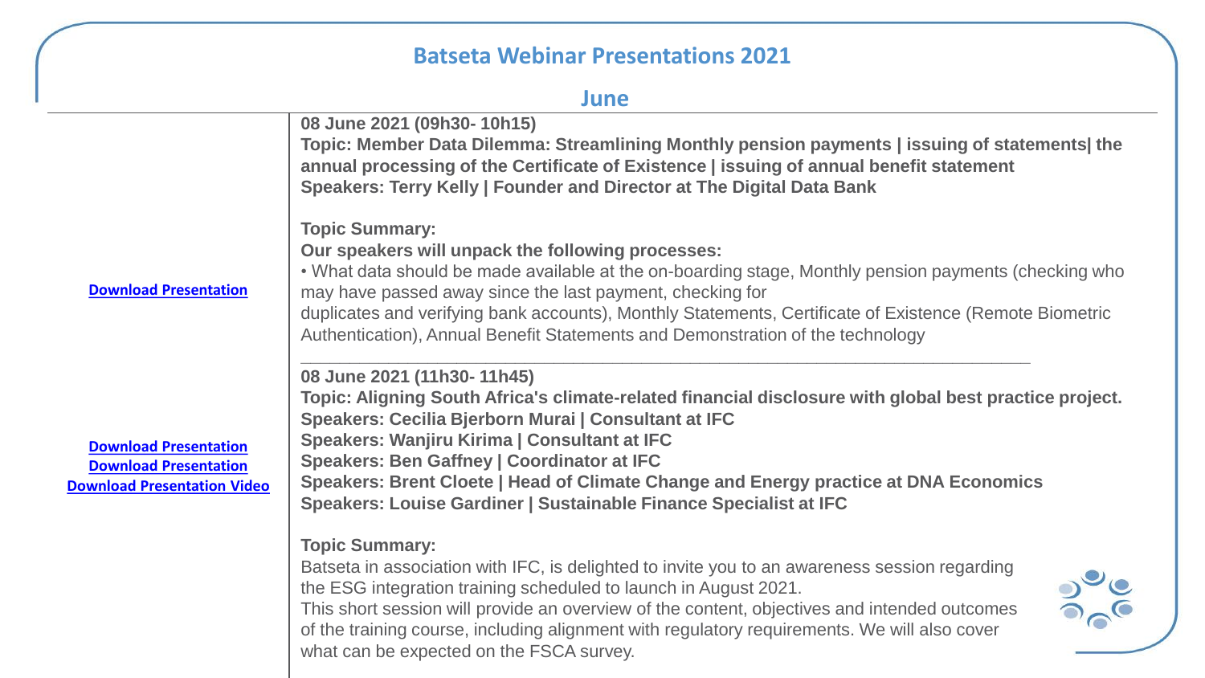## Batseta Webinar Presentations 2021

### June

| | |
|---|---|
| Download Presentation | **08 June 2021 (09h30- 10h15)**<br>**Topic: Member Data Dilemma: Streamlining Monthly pension payments \| issuing of statements\| the annual processing of the Certificate of Existence \| issuing of annual benefit statement**<br>**Speakers: Terry Kelly \| Founder and Director at The Digital Data Bank**<br><br>**Topic Summary:**<br>**Our speakers will unpack the following processes:**<br>• What data should be made available at the on-boarding stage, Monthly pension payments (checking who may have passed away since the last payment, checking for duplicates and verifying bank accounts), Monthly Statements, Certificate of Existence (Remote Biometric Authentication), Annual Benefit Statements and Demonstration of the technology |
| Download Presentation<br>Download Presentation<br>Download Presentation Video | **08 June 2021 (11h30- 11h45)**<br>**Topic: Aligning South Africa's climate-related financial disclosure with global best practice project.**<br>**Speakers: Cecilia Bjerborn Murai \| Consultant at IFC**<br>**Speakers: Wanjiru Kirima \| Consultant at IFC**<br>**Speakers: Ben Gaffney \| Coordinator at IFC**<br>**Speakers: Brent Cloete \| Head of Climate Change and Energy practice at DNA Economics**<br>**Speakers: Louise Gardiner \| Sustainable Finance Specialist at IFC**<br><br>**Topic Summary:**<br>Batseta in association with IFC, is delighted to invite you to an awareness session regarding the ESG integration training scheduled to launch in August 2021.<br>This short session will provide an overview of the content, objectives and intended outcomes of the training course, including alignment with regulatory requirements. We will also cover what can be expected on the FSCA survey. |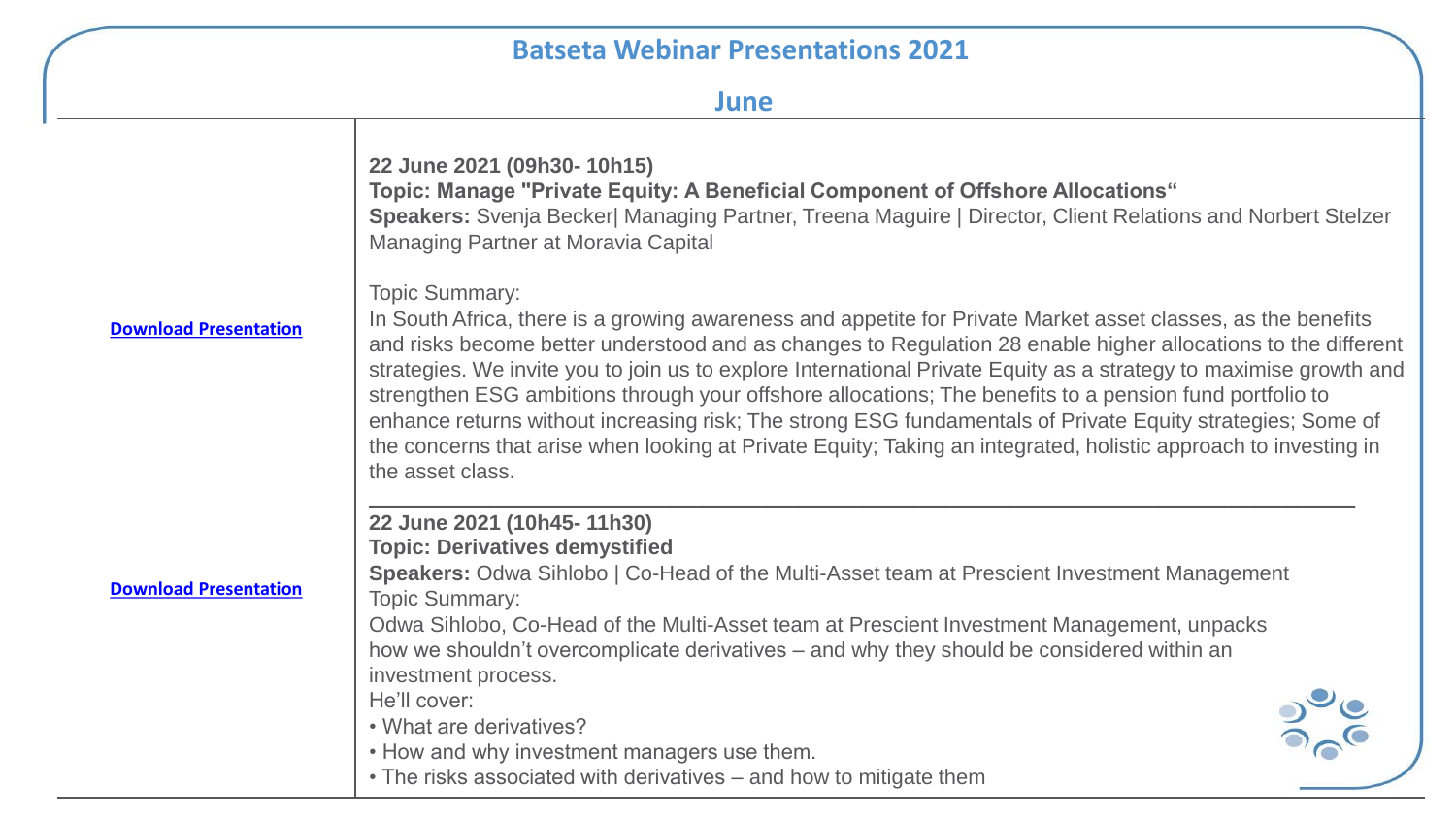# Batseta Webinar Presentations 2021

## June

**Download Presentation**

**22 June 2021 (09h30- 10h15)**
**Topic: Manage "Private Equity: A Beneficial Component of Offshore Allocations“**
**Speakers:** Svenja Becker| Managing Partner, Treena Maguire | Director, Client Relations and Norbert Stelzer Managing Partner at Moravia Capital

Topic Summary:
In South Africa, there is a growing awareness and appetite for Private Market asset classes, as the benefits and risks become better understood and as changes to Regulation 28 enable higher allocations to the different strategies. We invite you to join us to explore International Private Equity as a strategy to maximise growth and strengthen ESG ambitions through your offshore allocations; The benefits to a pension fund portfolio to enhance returns without increasing risk; The strong ESG fundamentals of Private Equity strategies; Some of the concerns that arise when looking at Private Equity; Taking an integrated, holistic approach to investing in the asset class.

---

**Download Presentation**

**22 June 2021 (10h45- 11h30)**
**Topic: Derivatives demystified**
**Speakers:** Odwa Sihlobo | Co-Head of the Multi-Asset team at Prescient Investment Management
Topic Summary:
Odwa Sihlobo, Co-Head of the Multi-Asset team at Prescient Investment Management, unpacks how we shouldn’t overcomplicate derivatives – and why they should be considered within an investment process.
He’ll cover:

- What are derivatives?
- How and why investment managers use them.
- The risks associated with derivatives – and how to mitigate them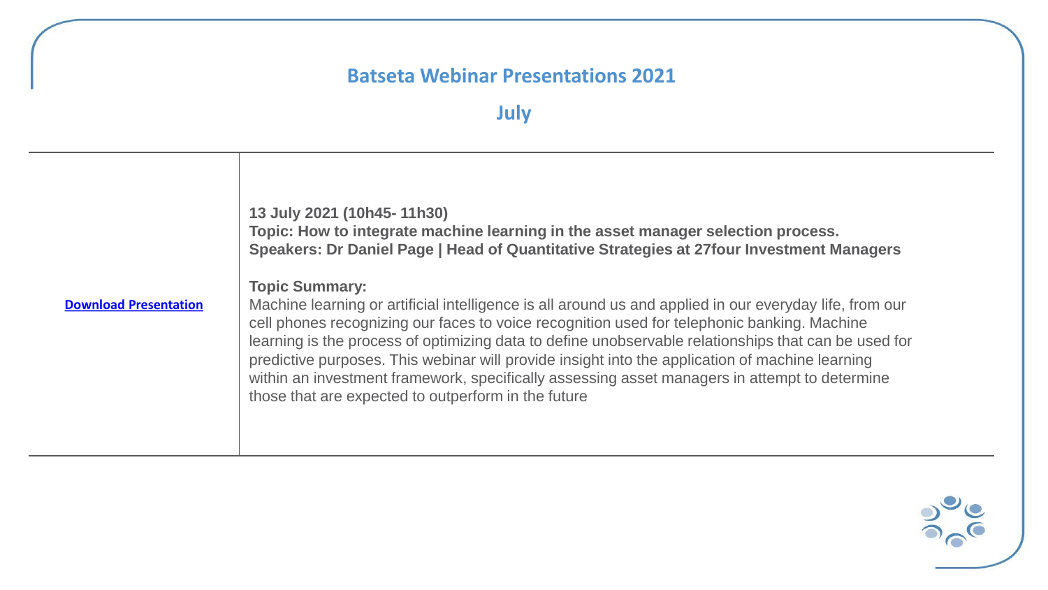# Batseta Webinar Presentations 2021

## July

| | |
|---|---|
| **Download Presentation** | **13 July 2021 (10h45- 11h30)**<br>**Topic: How to integrate machine learning in the asset manager selection process.**<br>**Speakers: Dr Daniel Page \| Head of Quantitative Strategies at 27four Investment Managers**<br><br>**Topic Summary:**<br>Machine learning or artificial intelligence is all around us and applied in our everyday life, from our cell phones recognizing our faces to voice recognition used for telephonic banking. Machine learning is the process of optimizing data to define unobservable relationships that can be used for predictive purposes. This webinar will provide insight into the application of machine learning within an investment framework, specifically assessing asset managers in attempt to determine those that are expected to outperform in the future |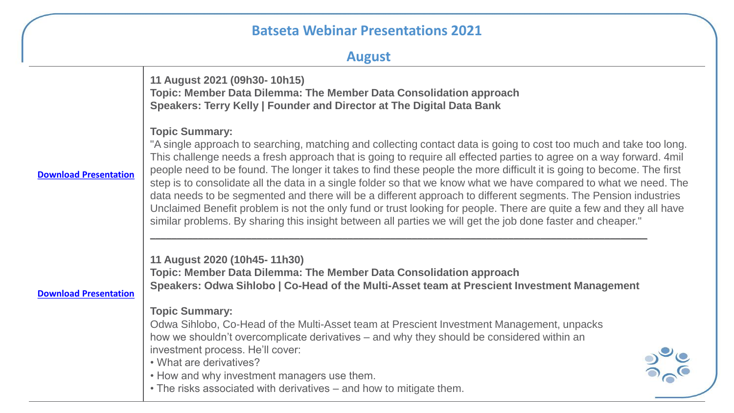# Batseta Webinar Presentations 2021

## August

**Download Presentation**

**11 August 2021 (09h30- 10h15)**
**Topic: Member Data Dilemma: The Member Data Consolidation approach**
**Speakers: Terry Kelly | Founder and Director at The Digital Data Bank**

**Topic Summary:**
"A single approach to searching, matching and collecting contact data is going to cost too much and take too long. This challenge needs a fresh approach that is going to require all effected parties to agree on a way forward. 4mil people need to be found. The longer it takes to find these people the more difficult it is going to become. The first step is to consolidate all the data in a single folder so that we know what we have compared to what we need. The data needs to be segmented and there will be a different approach to different segments. The Pension industries Unclaimed Benefit problem is not the only fund or trust looking for people. There are quite a few and they all have similar problems. By sharing this insight between all parties we will get the job done faster and cheaper."

---

**Download Presentation**

**11 August 2020 (10h45- 11h30)**
**Topic: Member Data Dilemma: The Member Data Consolidation approach**
**Speakers: Odwa Sihlobo | Co-Head of the Multi-Asset team at Prescient Investment Management**

**Topic Summary:**
Odwa Sihlobo, Co-Head of the Multi-Asset team at Prescient Investment Management, unpacks how we shouldn't overcomplicate derivatives – and why they should be considered within an investment process. He'll cover:

- What are derivatives?
- How and why investment managers use them.
- The risks associated with derivatives – and how to mitigate them.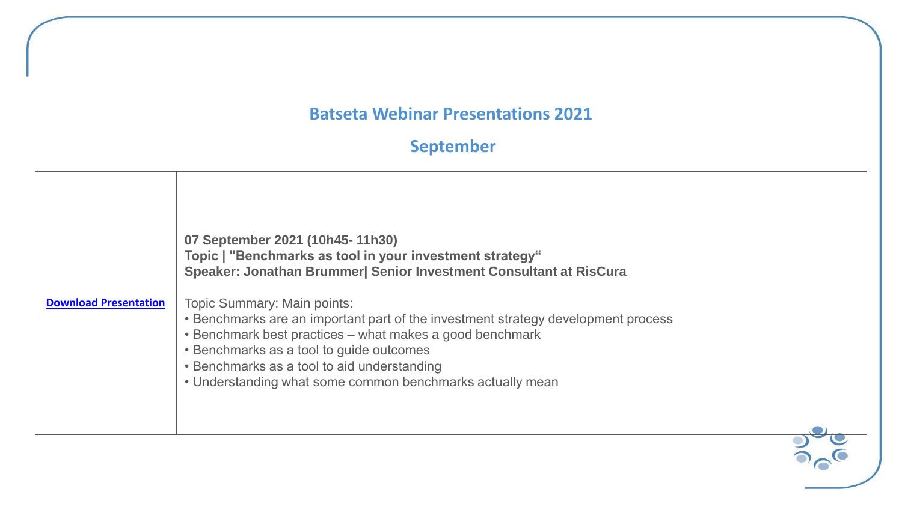## Batseta Webinar Presentations 2021

### September

| | |
|---|---|
| **Download Presentation** | **07 September 2021 (10h45- 11h30)**<br>**Topic \| "Benchmarks as tool in your investment strategy“**<br>**Speaker: Jonathan Brummer\| Senior Investment Consultant at RisCura**<br><br>Topic Summary: Main points:<br>• Benchmarks are an important part of the investment strategy development process<br>• Benchmark best practices – what makes a good benchmark<br>• Benchmarks as a tool to guide outcomes<br>• Benchmarks as a tool to aid understanding<br>• Understanding what some common benchmarks actually mean |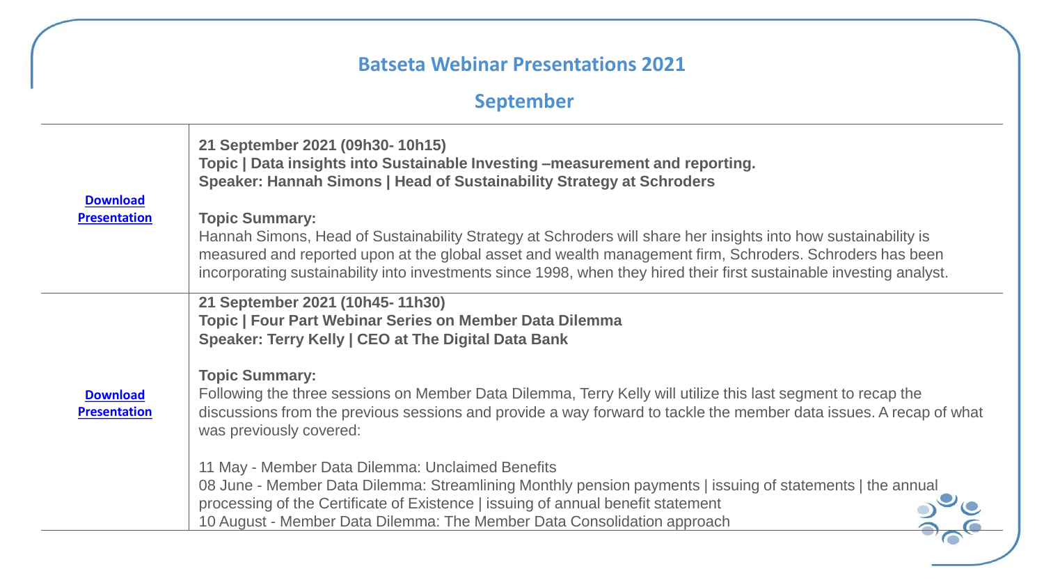# Batseta Webinar Presentations 2021

## September

| | |
|---|---|
| Download Presentation | **21 September 2021 (09h30- 10h15)**<br>**Topic \| Data insights into Sustainable Investing –measurement and reporting.**<br>**Speaker: Hannah Simons \| Head of Sustainability Strategy at Schroders**<br><br>**Topic Summary:**<br>Hannah Simons, Head of Sustainability Strategy at Schroders will share her insights into how sustainability is measured and reported upon at the global asset and wealth management firm, Schroders. Schroders has been incorporating sustainability into investments since 1998, when they hired their first sustainable investing analyst. |
| Download Presentation | **21 September 2021 (10h45- 11h30)**<br>**Topic \| Four Part Webinar Series on Member Data Dilemma**<br>**Speaker: Terry Kelly \| CEO at The Digital Data Bank**<br><br>**Topic Summary:**<br>Following the three sessions on Member Data Dilemma, Terry Kelly will utilize this last segment to recap the discussions from the previous sessions and provide a way forward to tackle the member data issues. A recap of what was previously covered:<br><br>11 May - Member Data Dilemma: Unclaimed Benefits<br>08 June - Member Data Dilemma: Streamlining Monthly pension payments \| issuing of statements \| the annual processing of the Certificate of Existence \| issuing of annual benefit statement<br>10 August - Member Data Dilemma: The Member Data Consolidation approach |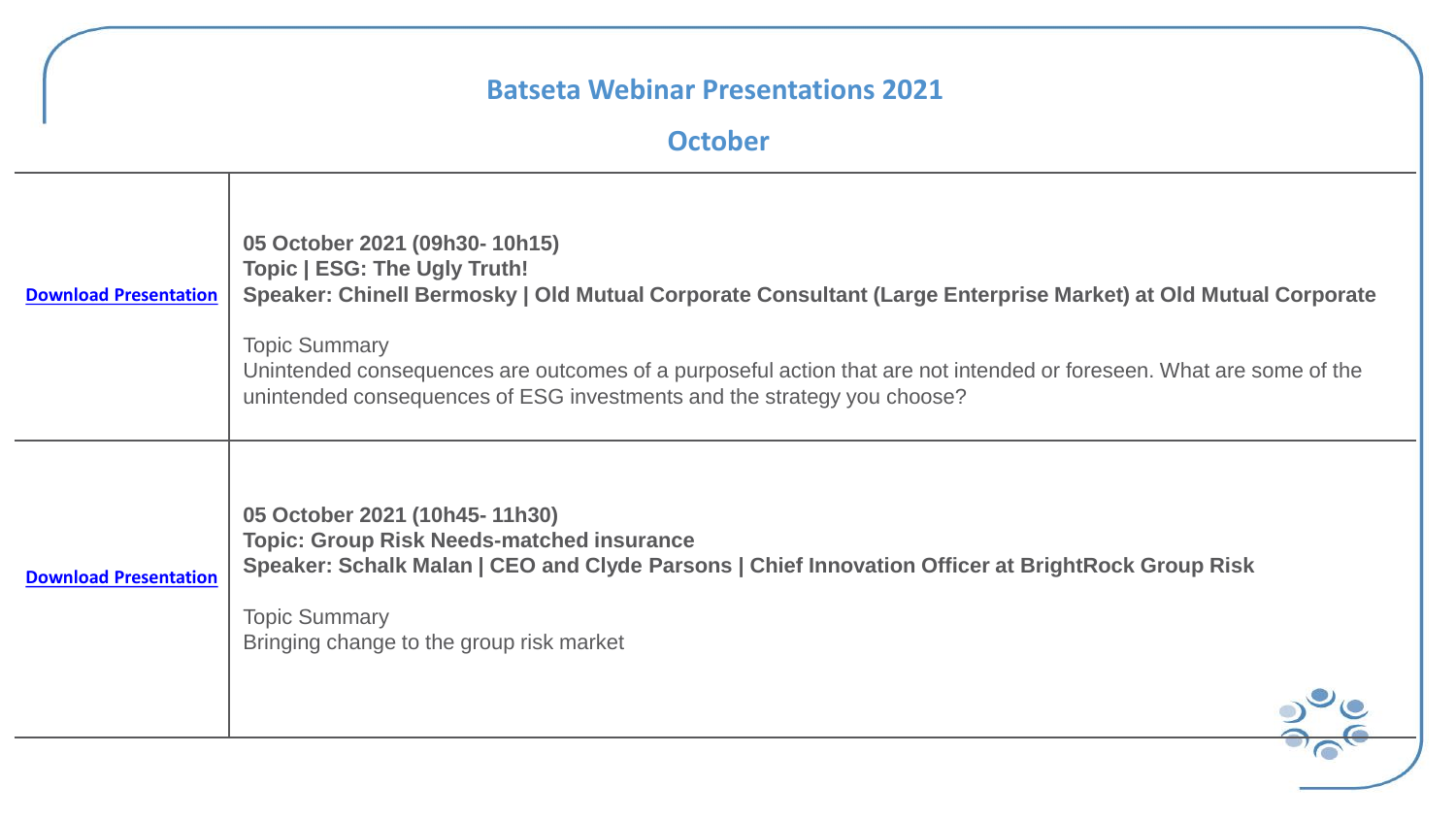## Batseta Webinar Presentations 2021

### October

| | |
|---|---|
| **Download Presentation** | **05 October 2021 (09h30- 10h15)**<br>**Topic \| ESG: The Ugly Truth!**<br>**Speaker: Chinell Bermosky \| Old Mutual Corporate Consultant (Large Enterprise Market) at Old Mutual Corporate**<br><br>Topic Summary<br>Unintended consequences are outcomes of a purposeful action that are not intended or foreseen. What are some of the unintended consequences of ESG investments and the strategy you choose? |
| **Download Presentation** | **05 October 2021 (10h45- 11h30)**<br>**Topic: Group Risk Needs-matched insurance**<br>**Speaker: Schalk Malan \| CEO and Clyde Parsons \| Chief Innovation Officer at BrightRock Group Risk**<br><br>Topic Summary<br>Bringing change to the group risk market |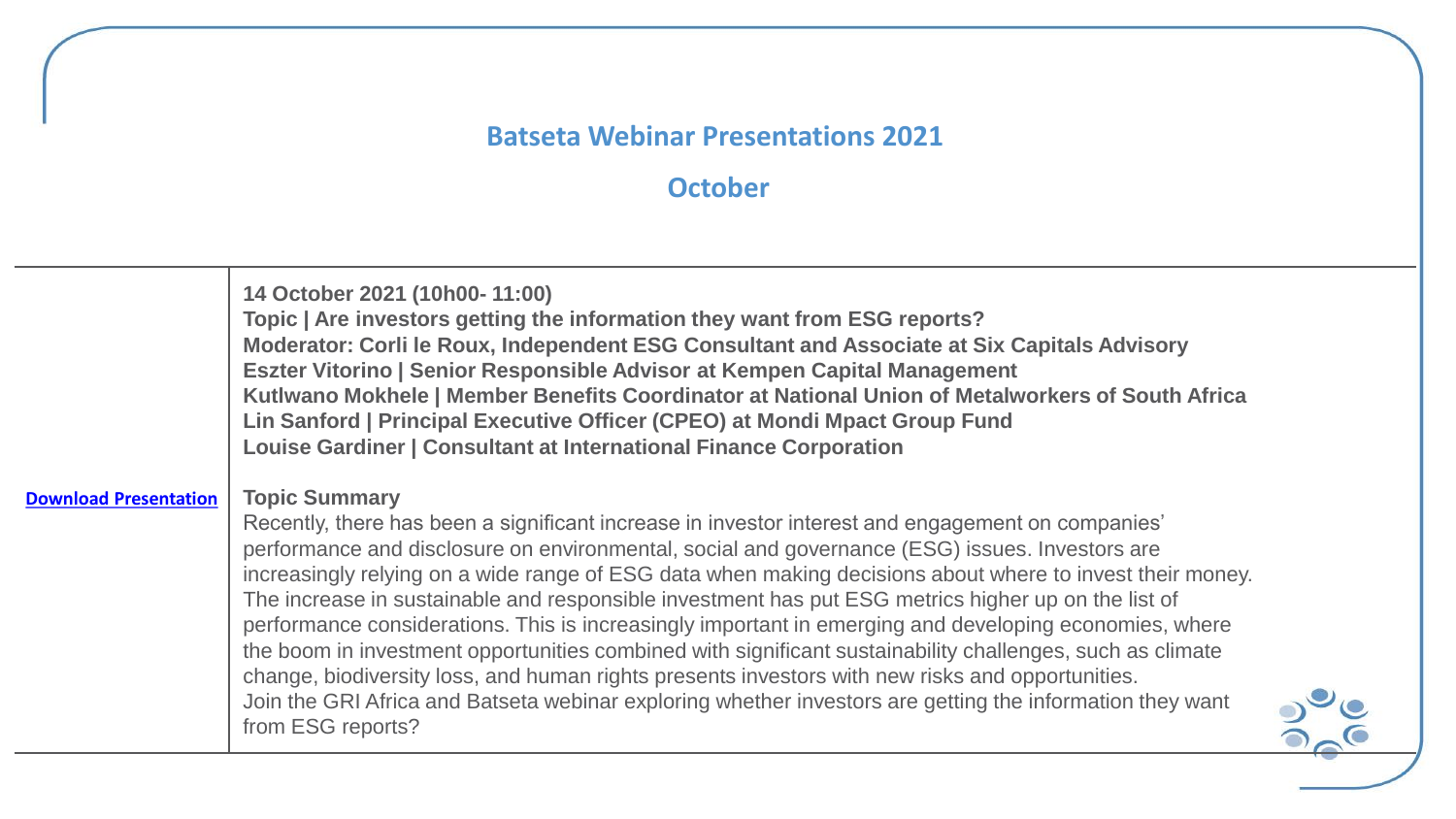## Batseta Webinar Presentations 2021

### October

| | |
|---|---|
| **Download Presentation** | **14 October 2021 (10h00- 11:00)**<br>**Topic \| Are investors getting the information they want from ESG reports?**<br>**Moderator: Corli le Roux, Independent ESG Consultant and Associate at Six Capitals Advisory**<br>**Eszter Vitorino \| Senior Responsible Advisor at Kempen Capital Management**<br>**Kutlwano Mokhele \| Member Benefits Coordinator at National Union of Metalworkers of South Africa**<br>**Lin Sanford \| Principal Executive Officer (CPEO) at Mondi Mpact Group Fund**<br>**Louise Gardiner \| Consultant at International Finance Corporation**<br><br>**Topic Summary**<br>Recently, there has been a significant increase in investor interest and engagement on companies' performance and disclosure on environmental, social and governance (ESG) issues. Investors are increasingly relying on a wide range of ESG data when making decisions about where to invest their money. The increase in sustainable and responsible investment has put ESG metrics higher up on the list of performance considerations. This is increasingly important in emerging and developing economies, where the boom in investment opportunities combined with significant sustainability challenges, such as climate change, biodiversity loss, and human rights presents investors with new risks and opportunities.<br>Join the GRI Africa and Batseta webinar exploring whether investors are getting the information they want from ESG reports? |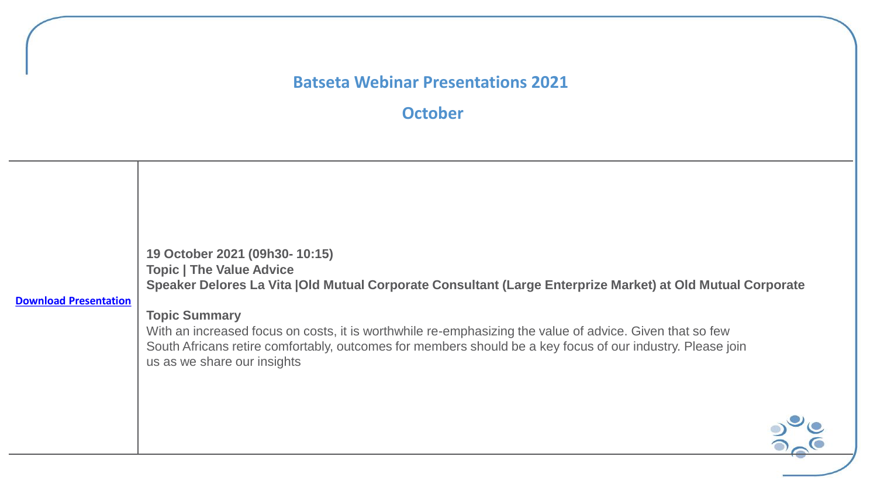## Batseta Webinar Presentations 2021

### October

| | |
|---|---|
| **Download Presentation** | **19 October 2021 (09h30- 10:15)**<br>**Topic \| The Value Advice**<br>**Speaker Delores La Vita \|Old Mutual Corporate Consultant (Large Enterprize Market) at Old Mutual Corporate**<br><br>**Topic Summary**<br>With an increased focus on costs, it is worthwhile re-emphasizing the value of advice. Given that so few South Africans retire comfortably, outcomes for members should be a key focus of our industry. Please join us as we share our insights |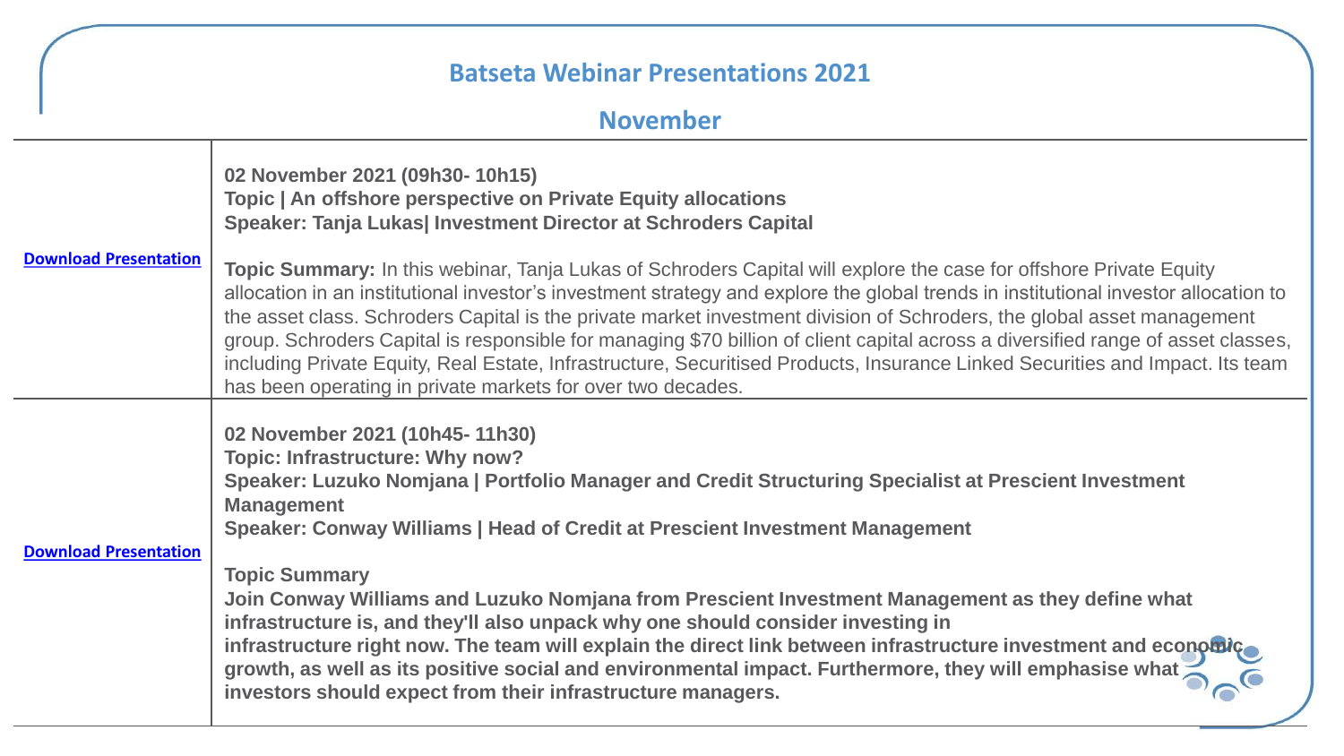## Batseta Webinar Presentations 2021

### November

| | |
|---|---|
| **Download Presentation** | **02 November 2021 (09h30- 10h15)**<br>**Topic \| An offshore perspective on Private Equity allocations**<br>**Speaker: Tanja Lukas\| Investment Director at Schroders Capital**<br><br>**Topic Summary:** In this webinar, Tanja Lukas of Schroders Capital will explore the case for offshore Private Equity allocation in an institutional investor's investment strategy and explore the global trends in institutional investor allocation to the asset class. Schroders Capital is the private market investment division of Schroders, the global asset management group. Schroders Capital is responsible for managing $70 billion of client capital across a diversified range of asset classes, including Private Equity, Real Estate, Infrastructure, Securitised Products, Insurance Linked Securities and Impact. Its team has been operating in private markets for over two decades. |
| **Download Presentation** | **02 November 2021 (10h45- 11h30)**<br>**Topic: Infrastructure: Why now?**<br>**Speaker: Luzuko Nomjana \| Portfolio Manager and Credit Structuring Specialist at Prescient Investment Management**<br>**Speaker: Conway Williams \| Head of Credit at Prescient Investment Management**<br><br>**Topic Summary**<br>**Join Conway Williams and Luzuko Nomjana from Prescient Investment Management as they define what infrastructure is, and they'll also unpack why one should consider investing in infrastructure right now. The team will explain the direct link between infrastructure investment and economic growth, as well as its positive social and environmental impact. Furthermore, they will emphasise what investors should expect from their infrastructure managers.** |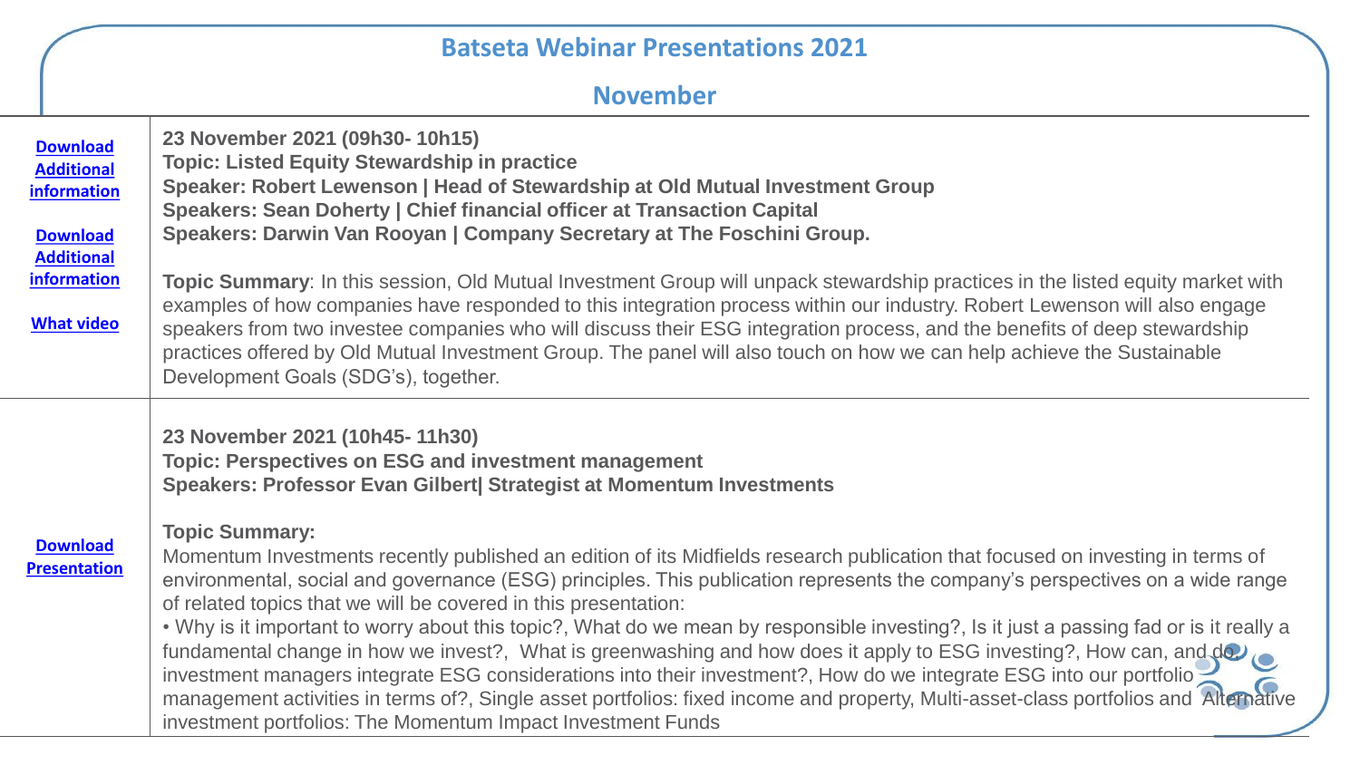# Batseta Webinar Presentations 2021

## November

| | |
|---|---|
| Download Additional information<br><br>Download Additional information<br><br>What video | **23 November 2021 (09h30- 10h15)**<br>**Topic: Listed Equity Stewardship in practice**<br>**Speaker: Robert Lewenson \| Head of Stewardship at Old Mutual Investment Group**<br>**Speakers: Sean Doherty \| Chief financial officer at Transaction Capital**<br>**Speakers: Darwin Van Rooyan \| Company Secretary at The Foschini Group.**<br><br>**Topic Summary**: In this session, Old Mutual Investment Group will unpack stewardship practices in the listed equity market with examples of how companies have responded to this integration process within our industry. Robert Lewenson will also engage speakers from two investee companies who will discuss their ESG integration process, and the benefits of deep stewardship practices offered by Old Mutual Investment Group. The panel will also touch on how we can help achieve the Sustainable Development Goals (SDG's), together. |
| Download Presentation | **23 November 2021 (10h45- 11h30)**<br>**Topic: Perspectives on ESG and investment management**<br>**Speakers: Professor Evan Gilbert\| Strategist at Momentum Investments**<br><br>**Topic Summary:**<br>Momentum Investments recently published an edition of its Midfields research publication that focused on investing in terms of environmental, social and governance (ESG) principles. This publication represents the company's perspectives on a wide range of related topics that we will be covered in this presentation:<br>• Why is it important to worry about this topic?, What do we mean by responsible investing?, Is it just a passing fad or is it really a fundamental change in how we invest?, What is greenwashing and how does it apply to ESG investing?, How can, and do, investment managers integrate ESG considerations into their investment?, How do we integrate ESG into our portfolio management activities in terms of?, Single asset portfolios: fixed income and property, Multi-asset-class portfolios and Alternative investment portfolios: The Momentum Impact Investment Funds |